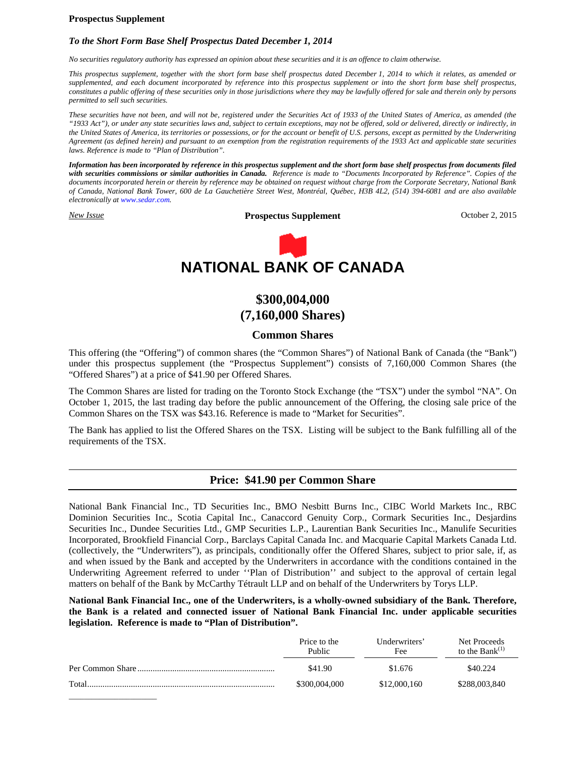**Prospectus Supplement**

***To the Short Form Base Shelf Prospectus Dated December 1, 2014***

*No securities regulatory authority has expressed an opinion about these securities and it is an offence to claim otherwise.*

*This prospectus supplement, together with the short form base shelf prospectus dated December 1, 2014 to which it relates, as amended or supplemented, and each document incorporated by reference into this prospectus supplement or into the short form base shelf prospectus, constitutes a public offering of these securities only in those jurisdictions where they may be lawfully offered for sale and therein only by persons permitted to sell such securities.*

*These securities have not been, and will not be, registered under the Securities Act of 1933 of the United States of America, as amended (the "1933 Act"), or under any state securities laws and, subject to certain exceptions, may not be offered, sold or delivered, directly or indirectly, in the United States of America, its territories or possessions, or for the account or benefit of U.S. persons, except as permitted by the Underwriting Agreement (as defined herein) and pursuant to an exemption from the registration requirements of the 1933 Act and applicable state securities laws. Reference is made to "Plan of Distribution".*

***Information has been incorporated by reference in this prospectus supplement and the short form base shelf prospectus from documents filed with securities commissions or similar authorities in Canada.*** *Reference is made to "Documents Incorporated by Reference". Copies of the documents incorporated herein or therein by reference may be obtained on request without charge from the Corporate Secretary, National Bank of Canada, National Bank Tower, 600 de La Gauchetière Street West, Montréal, Québec, H3B 4L2, (514) 394-6081 and are also available electronically at www.sedar.com.*

*New Issue* **Prospectus Supplement** October 2, 2015

# NATIONAL BANK OF CANADA

## $300,004,000
## (7,160,000 Shares)

### Common Shares

This offering (the "Offering") of common shares (the "Common Shares") of National Bank of Canada (the "Bank") under this prospectus supplement (the "Prospectus Supplement") consists of 7,160,000 Common Shares (the "Offered Shares") at a price of $41.90 per Offered Shares.

The Common Shares are listed for trading on the Toronto Stock Exchange (the "TSX") under the symbol "NA". On October 1, 2015, the last trading day before the public announcement of the Offering, the closing sale price of the Common Shares on the TSX was $43.16. Reference is made to "Market for Securities".

The Bank has applied to list the Offered Shares on the TSX. Listing will be subject to the Bank fulfilling all of the requirements of the TSX.

---

### Price: $41.90 per Common Share

---

National Bank Financial Inc., TD Securities Inc., BMO Nesbitt Burns Inc., CIBC World Markets Inc., RBC Dominion Securities Inc., Scotia Capital Inc., Canaccord Genuity Corp., Cormark Securities Inc., Desjardins Securities Inc., Dundee Securities Ltd., GMP Securities L.P., Laurentian Bank Securities Inc., Manulife Securities Incorporated, Brookfield Financial Corp., Barclays Capital Canada Inc. and Macquarie Capital Markets Canada Ltd. (collectively, the "Underwriters"), as principals, conditionally offer the Offered Shares, subject to prior sale, if, as and when issued by the Bank and accepted by the Underwriters in accordance with the conditions contained in the Underwriting Agreement referred to under ''Plan of Distribution'' and subject to the approval of certain legal matters on behalf of the Bank by McCarthy Tétrault LLP and on behalf of the Underwriters by Torys LLP.

**National Bank Financial Inc., one of the Underwriters, is a wholly-owned subsidiary of the Bank. Therefore, the Bank is a related and connected issuer of National Bank Financial Inc. under applicable securities legislation. Reference is made to "Plan of Distribution".**

| | Price to the Public | Underwriters' Fee | Net Proceeds to the Bank[(1)] |
|---|---|---|---|
| Per Common Share | $41.90 | $1.676 | $40.224 |
| Total | $300,004,000 | $12,000,160 | $288,003,840 |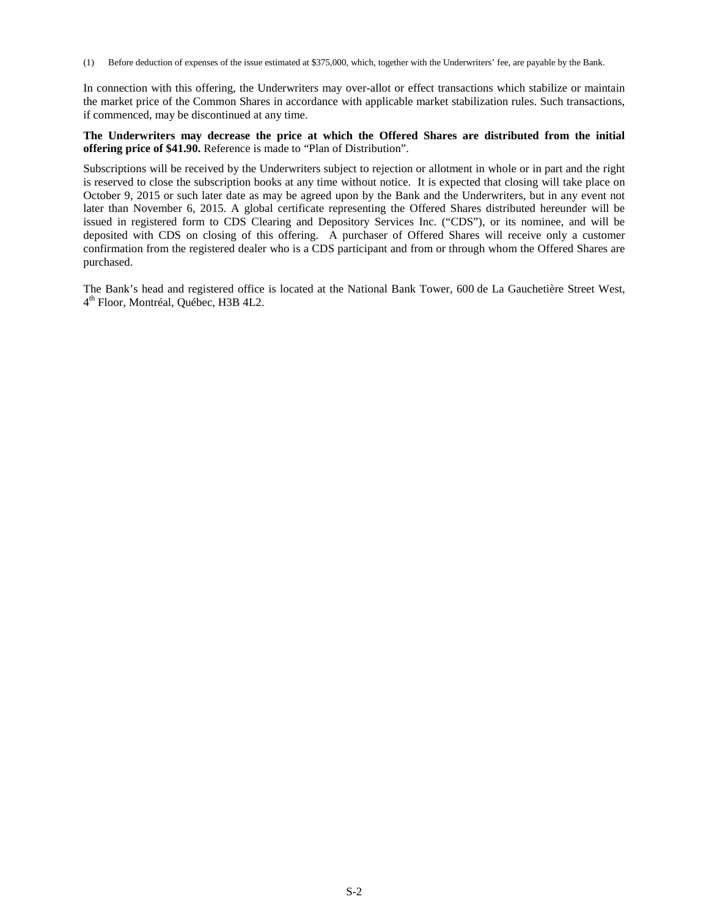(1) Before deduction of expenses of the issue estimated at $375,000, which, together with the Underwriters' fee, are payable by the Bank.

In connection with this offering, the Underwriters may over-allot or effect transactions which stabilize or maintain the market price of the Common Shares in accordance with applicable market stabilization rules. Such transactions, if commenced, may be discontinued at any time.

**The Underwriters may decrease the price at which the Offered Shares are distributed from the initial offering price of $41.90.** Reference is made to "Plan of Distribution".

Subscriptions will be received by the Underwriters subject to rejection or allotment in whole or in part and the right is reserved to close the subscription books at any time without notice. It is expected that closing will take place on October 9, 2015 or such later date as may be agreed upon by the Bank and the Underwriters, but in any event not later than November 6, 2015. A global certificate representing the Offered Shares distributed hereunder will be issued in registered form to CDS Clearing and Depository Services Inc. ("CDS"), or its nominee, and will be deposited with CDS on closing of this offering. A purchaser of Offered Shares will receive only a customer confirmation from the registered dealer who is a CDS participant and from or through whom the Offered Shares are purchased.

The Bank's head and registered office is located at the National Bank Tower, 600 de La Gauchetière Street West, 4th Floor, Montréal, Québec, H3B 4L2.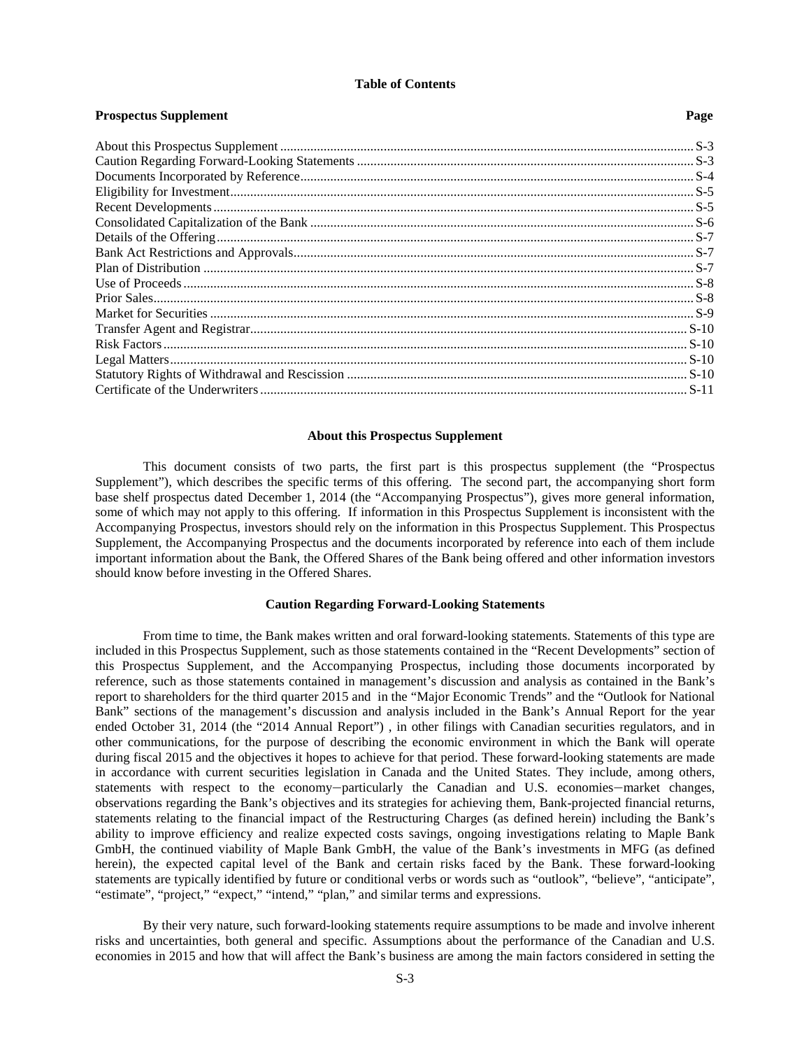**Table of Contents**

| Prospectus Supplement | Page |
|---|---|
| About this Prospectus Supplement | S-3 |
| Caution Regarding Forward-Looking Statements | S-3 |
| Documents Incorporated by Reference | S-4 |
| Eligibility for Investment | S-5 |
| Recent Developments | S-5 |
| Consolidated Capitalization of the Bank | S-6 |
| Details of the Offering | S-7 |
| Bank Act Restrictions and Approvals | S-7 |
| Plan of Distribution | S-7 |
| Use of Proceeds | S-8 |
| Prior Sales | S-8 |
| Market for Securities | S-9 |
| Transfer Agent and Registrar | S-10 |
| Risk Factors | S-10 |
| Legal Matters | S-10 |
| Statutory Rights of Withdrawal and Rescission | S-10 |
| Certificate of the Underwriters | S-11 |

## About this Prospectus Supplement

This document consists of two parts, the first part is this prospectus supplement (the "Prospectus Supplement"), which describes the specific terms of this offering. The second part, the accompanying short form base shelf prospectus dated December 1, 2014 (the "Accompanying Prospectus"), gives more general information, some of which may not apply to this offering. If information in this Prospectus Supplement is inconsistent with the Accompanying Prospectus, investors should rely on the information in this Prospectus Supplement. This Prospectus Supplement, the Accompanying Prospectus and the documents incorporated by reference into each of them include important information about the Bank, the Offered Shares of the Bank being offered and other information investors should know before investing in the Offered Shares.

## Caution Regarding Forward-Looking Statements

From time to time, the Bank makes written and oral forward-looking statements. Statements of this type are included in this Prospectus Supplement, such as those statements contained in the "Recent Developments" section of this Prospectus Supplement, and the Accompanying Prospectus, including those documents incorporated by reference, such as those statements contained in management's discussion and analysis as contained in the Bank's report to shareholders for the third quarter 2015 and in the "Major Economic Trends" and the "Outlook for National Bank" sections of the management's discussion and analysis included in the Bank's Annual Report for the year ended October 31, 2014 (the "2014 Annual Report") , in other filings with Canadian securities regulators, and in other communications, for the purpose of describing the economic environment in which the Bank will operate during fiscal 2015 and the objectives it hopes to achieve for that period. These forward-looking statements are made in accordance with current securities legislation in Canada and the United States. They include, among others, statements with respect to the economy−particularly the Canadian and U.S. economies−market changes, observations regarding the Bank's objectives and its strategies for achieving them, Bank-projected financial returns, statements relating to the financial impact of the Restructuring Charges (as defined herein) including the Bank's ability to improve efficiency and realize expected costs savings, ongoing investigations relating to Maple Bank GmbH, the continued viability of Maple Bank GmbH, the value of the Bank's investments in MFG (as defined herein), the expected capital level of the Bank and certain risks faced by the Bank. These forward-looking statements are typically identified by future or conditional verbs or words such as "outlook", "believe", "anticipate", "estimate", "project," "expect," "intend," "plan," and similar terms and expressions.

By their very nature, such forward-looking statements require assumptions to be made and involve inherent risks and uncertainties, both general and specific. Assumptions about the performance of the Canadian and U.S. economies in 2015 and how that will affect the Bank's business are among the main factors considered in setting the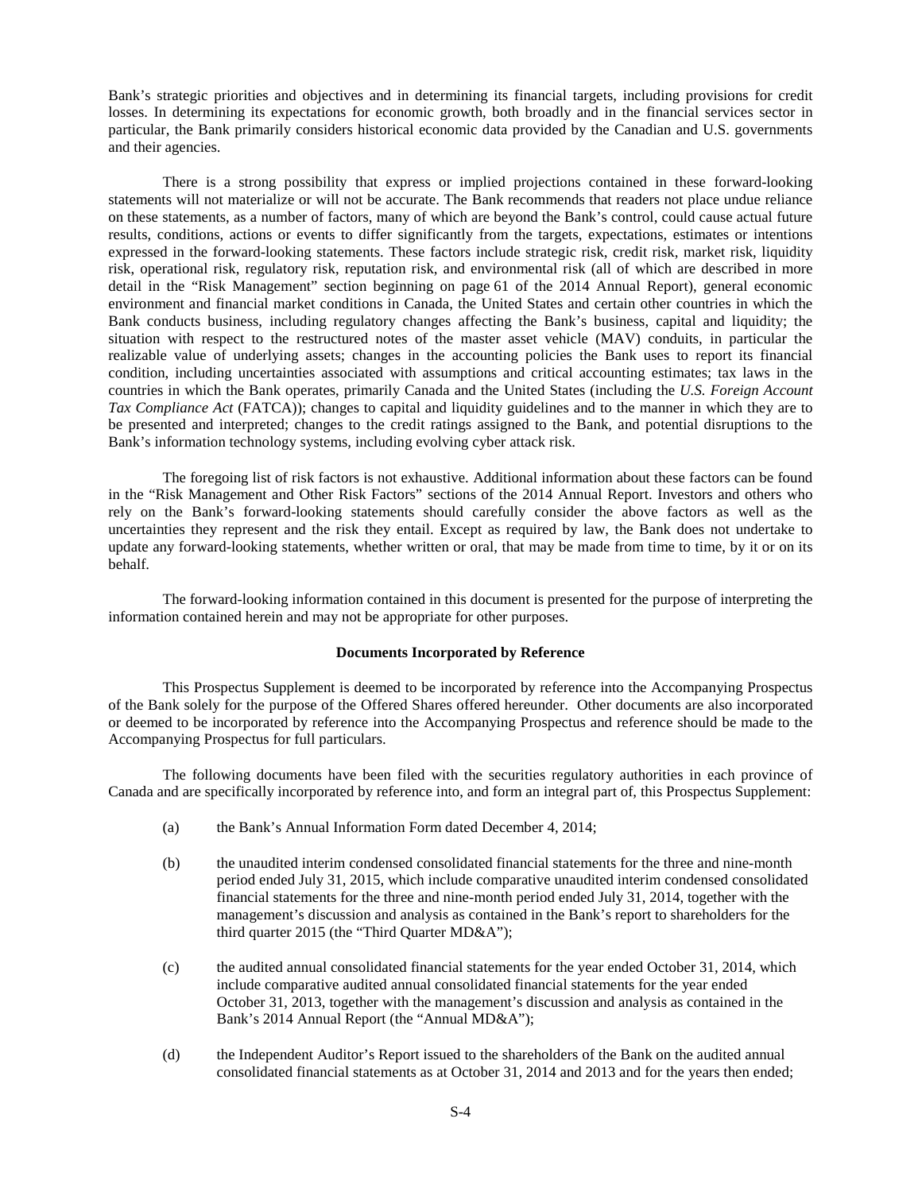Bank's strategic priorities and objectives and in determining its financial targets, including provisions for credit losses. In determining its expectations for economic growth, both broadly and in the financial services sector in particular, the Bank primarily considers historical economic data provided by the Canadian and U.S. governments and their agencies.

There is a strong possibility that express or implied projections contained in these forward-looking statements will not materialize or will not be accurate. The Bank recommends that readers not place undue reliance on these statements, as a number of factors, many of which are beyond the Bank's control, could cause actual future results, conditions, actions or events to differ significantly from the targets, expectations, estimates or intentions expressed in the forward-looking statements. These factors include strategic risk, credit risk, market risk, liquidity risk, operational risk, regulatory risk, reputation risk, and environmental risk (all of which are described in more detail in the "Risk Management" section beginning on page 61 of the 2014 Annual Report), general economic environment and financial market conditions in Canada, the United States and certain other countries in which the Bank conducts business, including regulatory changes affecting the Bank's business, capital and liquidity; the situation with respect to the restructured notes of the master asset vehicle (MAV) conduits, in particular the realizable value of underlying assets; changes in the accounting policies the Bank uses to report its financial condition, including uncertainties associated with assumptions and critical accounting estimates; tax laws in the countries in which the Bank operates, primarily Canada and the United States (including the *U.S. Foreign Account Tax Compliance Act* (FATCA)); changes to capital and liquidity guidelines and to the manner in which they are to be presented and interpreted; changes to the credit ratings assigned to the Bank, and potential disruptions to the Bank's information technology systems, including evolving cyber attack risk.

The foregoing list of risk factors is not exhaustive. Additional information about these factors can be found in the "Risk Management and Other Risk Factors" sections of the 2014 Annual Report. Investors and others who rely on the Bank's forward-looking statements should carefully consider the above factors as well as the uncertainties they represent and the risk they entail. Except as required by law, the Bank does not undertake to update any forward-looking statements, whether written or oral, that may be made from time to time, by it or on its behalf.

The forward-looking information contained in this document is presented for the purpose of interpreting the information contained herein and may not be appropriate for other purposes.

## Documents Incorporated by Reference

This Prospectus Supplement is deemed to be incorporated by reference into the Accompanying Prospectus of the Bank solely for the purpose of the Offered Shares offered hereunder. Other documents are also incorporated or deemed to be incorporated by reference into the Accompanying Prospectus and reference should be made to the Accompanying Prospectus for full particulars.

The following documents have been filed with the securities regulatory authorities in each province of Canada and are specifically incorporated by reference into, and form an integral part of, this Prospectus Supplement:

(a) the Bank's Annual Information Form dated December 4, 2014;

(b) the unaudited interim condensed consolidated financial statements for the three and nine-month period ended July 31, 2015, which include comparative unaudited interim condensed consolidated financial statements for the three and nine-month period ended July 31, 2014, together with the management's discussion and analysis as contained in the Bank's report to shareholders for the third quarter 2015 (the "Third Quarter MD&A");

(c) the audited annual consolidated financial statements for the year ended October 31, 2014, which include comparative audited annual consolidated financial statements for the year ended October 31, 2013, together with the management's discussion and analysis as contained in the Bank's 2014 Annual Report (the "Annual MD&A");

(d) the Independent Auditor's Report issued to the shareholders of the Bank on the audited annual consolidated financial statements as at October 31, 2014 and 2013 and for the years then ended;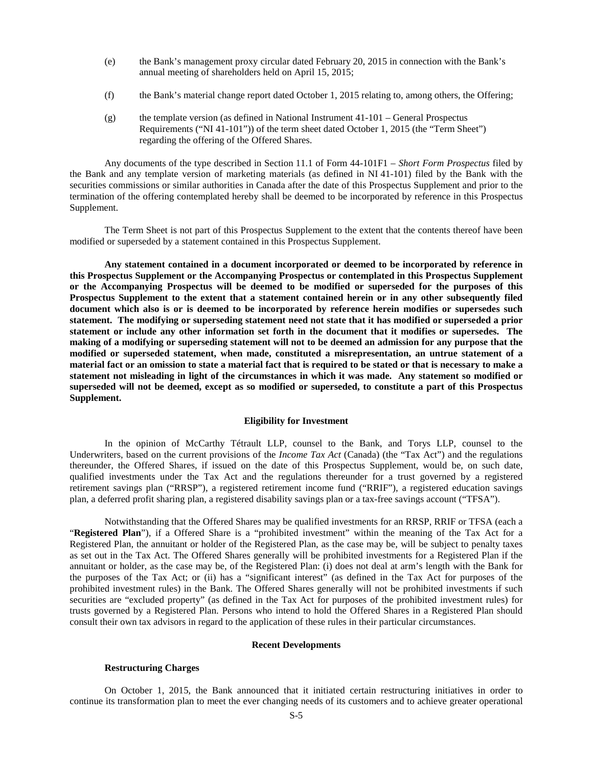(e) the Bank's management proxy circular dated February 20, 2015 in connection with the Bank's annual meeting of shareholders held on April 15, 2015;

(f) the Bank's material change report dated October 1, 2015 relating to, among others, the Offering;

(g) the template version (as defined in National Instrument 41-101 – General Prospectus Requirements ("NI 41-101")) of the term sheet dated October 1, 2015 (the "Term Sheet") regarding the offering of the Offered Shares.

Any documents of the type described in Section 11.1 of Form 44-101F1 – *Short Form Prospectus* filed by the Bank and any template version of marketing materials (as defined in NI 41-101) filed by the Bank with the securities commissions or similar authorities in Canada after the date of this Prospectus Supplement and prior to the termination of the offering contemplated hereby shall be deemed to be incorporated by reference in this Prospectus Supplement.

The Term Sheet is not part of this Prospectus Supplement to the extent that the contents thereof have been modified or superseded by a statement contained in this Prospectus Supplement.

**Any statement contained in a document incorporated or deemed to be incorporated by reference in this Prospectus Supplement or the Accompanying Prospectus or contemplated in this Prospectus Supplement or the Accompanying Prospectus will be deemed to be modified or superseded for the purposes of this Prospectus Supplement to the extent that a statement contained herein or in any other subsequently filed document which also is or is deemed to be incorporated by reference herein modifies or supersedes such statement. The modifying or superseding statement need not state that it has modified or superseded a prior statement or include any other information set forth in the document that it modifies or supersedes. The making of a modifying or superseding statement will not to be deemed an admission for any purpose that the modified or superseded statement, when made, constituted a misrepresentation, an untrue statement of a material fact or an omission to state a material fact that is required to be stated or that is necessary to make a statement not misleading in light of the circumstances in which it was made. Any statement so modified or superseded will not be deemed, except as so modified or superseded, to constitute a part of this Prospectus Supplement.**

## Eligibility for Investment

In the opinion of McCarthy Tétrault LLP, counsel to the Bank, and Torys LLP, counsel to the Underwriters, based on the current provisions of the *Income Tax Act* (Canada) (the "Tax Act") and the regulations thereunder, the Offered Shares, if issued on the date of this Prospectus Supplement, would be, on such date, qualified investments under the Tax Act and the regulations thereunder for a trust governed by a registered retirement savings plan ("RRSP"), a registered retirement income fund ("RRIF"), a registered education savings plan, a deferred profit sharing plan, a registered disability savings plan or a tax-free savings account ("TFSA").

Notwithstanding that the Offered Shares may be qualified investments for an RRSP, RRIF or TFSA (each a "**Registered Plan**"), if a Offered Share is a "prohibited investment" within the meaning of the Tax Act for a Registered Plan, the annuitant or holder of the Registered Plan, as the case may be, will be subject to penalty taxes as set out in the Tax Act. The Offered Shares generally will be prohibited investments for a Registered Plan if the annuitant or holder, as the case may be, of the Registered Plan: (i) does not deal at arm's length with the Bank for the purposes of the Tax Act; or (ii) has a "significant interest" (as defined in the Tax Act for purposes of the prohibited investment rules) in the Bank. The Offered Shares generally will not be prohibited investments if such securities are "excluded property" (as defined in the Tax Act for purposes of the prohibited investment rules) for trusts governed by a Registered Plan. Persons who intend to hold the Offered Shares in a Registered Plan should consult their own tax advisors in regard to the application of these rules in their particular circumstances.

## Recent Developments

### Restructuring Charges

On October 1, 2015, the Bank announced that it initiated certain restructuring initiatives in order to continue its transformation plan to meet the ever changing needs of its customers and to achieve greater operational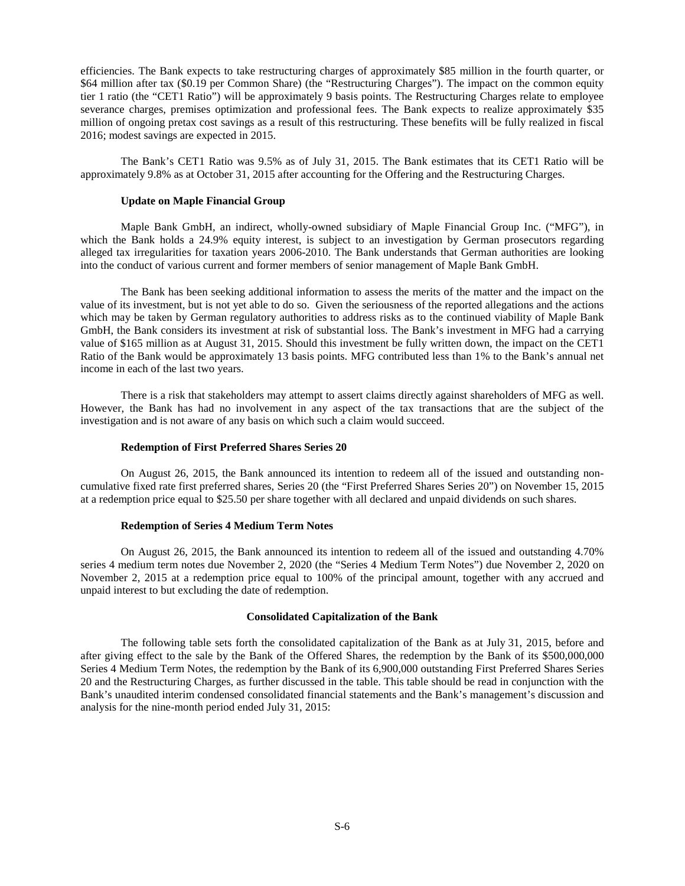efficiencies. The Bank expects to take restructuring charges of approximately $85 million in the fourth quarter, or $64 million after tax ($0.19 per Common Share) (the "Restructuring Charges"). The impact on the common equity tier 1 ratio (the "CET1 Ratio") will be approximately 9 basis points. The Restructuring Charges relate to employee severance charges, premises optimization and professional fees. The Bank expects to realize approximately $35 million of ongoing pretax cost savings as a result of this restructuring. These benefits will be fully realized in fiscal 2016; modest savings are expected in 2015.

The Bank's CET1 Ratio was 9.5% as of July 31, 2015. The Bank estimates that its CET1 Ratio will be approximately 9.8% as at October 31, 2015 after accounting for the Offering and the Restructuring Charges.

**Update on Maple Financial Group**

Maple Bank GmbH, an indirect, wholly-owned subsidiary of Maple Financial Group Inc. ("MFG"), in which the Bank holds a 24.9% equity interest, is subject to an investigation by German prosecutors regarding alleged tax irregularities for taxation years 2006-2010. The Bank understands that German authorities are looking into the conduct of various current and former members of senior management of Maple Bank GmbH.

The Bank has been seeking additional information to assess the merits of the matter and the impact on the value of its investment, but is not yet able to do so. Given the seriousness of the reported allegations and the actions which may be taken by German regulatory authorities to address risks as to the continued viability of Maple Bank GmbH, the Bank considers its investment at risk of substantial loss. The Bank's investment in MFG had a carrying value of $165 million as at August 31, 2015. Should this investment be fully written down, the impact on the CET1 Ratio of the Bank would be approximately 13 basis points. MFG contributed less than 1% to the Bank's annual net income in each of the last two years.

There is a risk that stakeholders may attempt to assert claims directly against shareholders of MFG as well. However, the Bank has had no involvement in any aspect of the tax transactions that are the subject of the investigation and is not aware of any basis on which such a claim would succeed.

**Redemption of First Preferred Shares Series 20**

On August 26, 2015, the Bank announced its intention to redeem all of the issued and outstanding non-cumulative fixed rate first preferred shares, Series 20 (the "First Preferred Shares Series 20") on November 15, 2015 at a redemption price equal to $25.50 per share together with all declared and unpaid dividends on such shares.

**Redemption of Series 4 Medium Term Notes**

On August 26, 2015, the Bank announced its intention to redeem all of the issued and outstanding 4.70% series 4 medium term notes due November 2, 2020 (the "Series 4 Medium Term Notes") due November 2, 2020 on November 2, 2015 at a redemption price equal to 100% of the principal amount, together with any accrued and unpaid interest to but excluding the date of redemption.

**Consolidated Capitalization of the Bank**

The following table sets forth the consolidated capitalization of the Bank as at July 31, 2015, before and after giving effect to the sale by the Bank of the Offered Shares, the redemption by the Bank of its $500,000,000 Series 4 Medium Term Notes, the redemption by the Bank of its 6,900,000 outstanding First Preferred Shares Series 20 and the Restructuring Charges, as further discussed in the table. This table should be read in conjunction with the Bank's unaudited interim condensed consolidated financial statements and the Bank's management's discussion and analysis for the nine-month period ended July 31, 2015: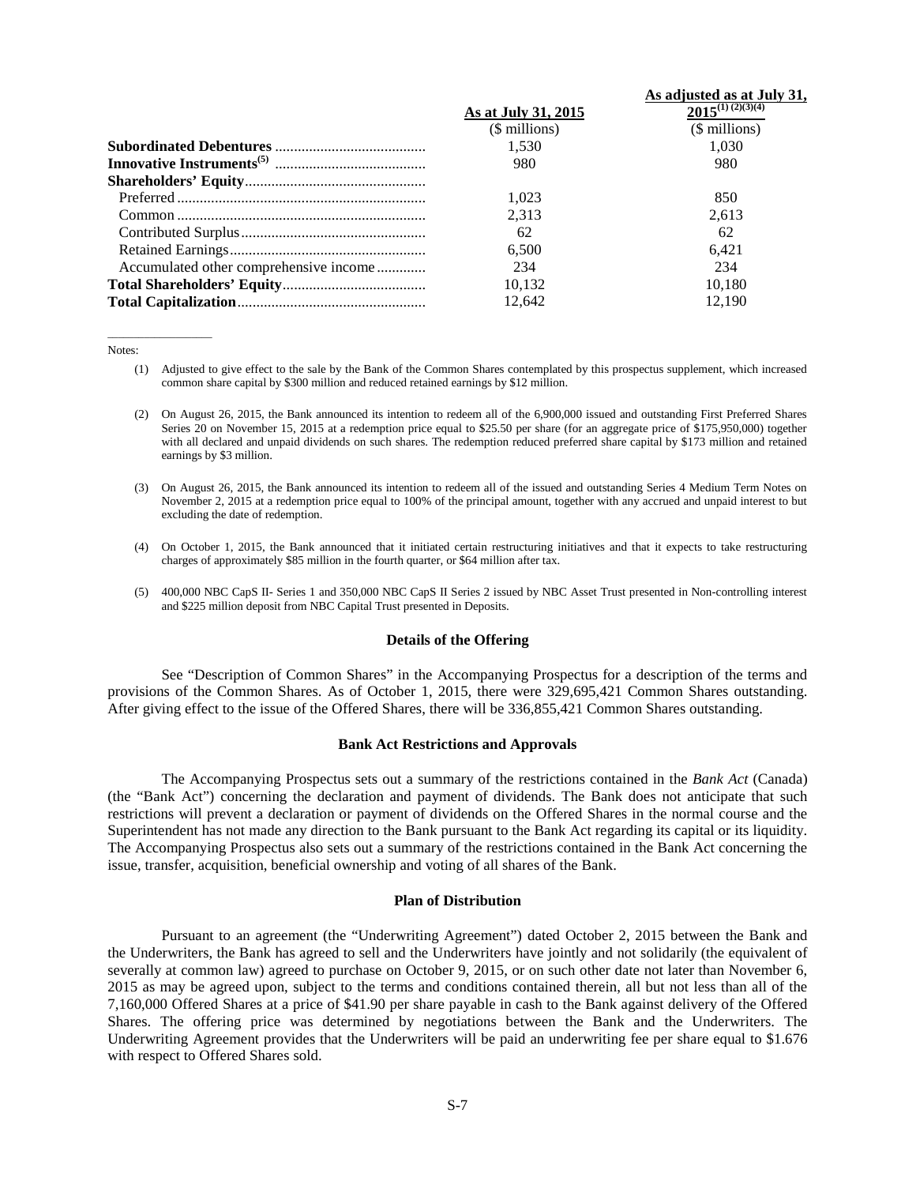| | As at July 31, 2015 | As adjusted as at July 31, 2015[(1) (2)(3)(4)] |
|---|---|---|
| | ($ millions) | ($ millions) |
| **Subordinated Debentures** | 1,530 | 1,030 |
| **Innovative Instruments[(5)]** | 980 | 980 |
| **Shareholders' Equity** | | |
| Preferred | 1,023 | 850 |
| Common | 2,313 | 2,613 |
| Contributed Surplus | 62 | 62 |
| Retained Earnings | 6,500 | 6,421 |
| Accumulated other comprehensive income | 234 | 234 |
| **Total Shareholders' Equity** | 10,132 | 10,180 |
| **Total Capitalization** | 12,642 | 12,190 |

Notes:

(1) Adjusted to give effect to the sale by the Bank of the Common Shares contemplated by this prospectus supplement, which increased common share capital by $300 million and reduced retained earnings by $12 million.

(2) On August 26, 2015, the Bank announced its intention to redeem all of the 6,900,000 issued and outstanding First Preferred Shares Series 20 on November 15, 2015 at a redemption price equal to $25.50 per share (for an aggregate price of $175,950,000) together with all declared and unpaid dividends on such shares. The redemption reduced preferred share capital by $173 million and retained earnings by $3 million.

(3) On August 26, 2015, the Bank announced its intention to redeem all of the issued and outstanding Series 4 Medium Term Notes on November 2, 2015 at a redemption price equal to 100% of the principal amount, together with any accrued and unpaid interest to but excluding the date of redemption.

(4) On October 1, 2015, the Bank announced that it initiated certain restructuring initiatives and that it expects to take restructuring charges of approximately $85 million in the fourth quarter, or $64 million after tax.

(5) 400,000 NBC CapS II- Series 1 and 350,000 NBC CapS II Series 2 issued by NBC Asset Trust presented in Non-controlling interest and $225 million deposit from NBC Capital Trust presented in Deposits.

## Details of the Offering

See "Description of Common Shares" in the Accompanying Prospectus for a description of the terms and provisions of the Common Shares. As of October 1, 2015, there were 329,695,421 Common Shares outstanding. After giving effect to the issue of the Offered Shares, there will be 336,855,421 Common Shares outstanding.

## Bank Act Restrictions and Approvals

The Accompanying Prospectus sets out a summary of the restrictions contained in the *Bank Act* (Canada) (the "Bank Act") concerning the declaration and payment of dividends. The Bank does not anticipate that such restrictions will prevent a declaration or payment of dividends on the Offered Shares in the normal course and the Superintendent has not made any direction to the Bank pursuant to the Bank Act regarding its capital or its liquidity. The Accompanying Prospectus also sets out a summary of the restrictions contained in the Bank Act concerning the issue, transfer, acquisition, beneficial ownership and voting of all shares of the Bank.

## Plan of Distribution

Pursuant to an agreement (the "Underwriting Agreement") dated October 2, 2015 between the Bank and the Underwriters, the Bank has agreed to sell and the Underwriters have jointly and not solidarily (the equivalent of severally at common law) agreed to purchase on October 9, 2015, or on such other date not later than November 6, 2015 as may be agreed upon, subject to the terms and conditions contained therein, all but not less than all of the 7,160,000 Offered Shares at a price of $41.90 per share payable in cash to the Bank against delivery of the Offered Shares. The offering price was determined by negotiations between the Bank and the Underwriters. The Underwriting Agreement provides that the Underwriters will be paid an underwriting fee per share equal to $1.676 with respect to Offered Shares sold.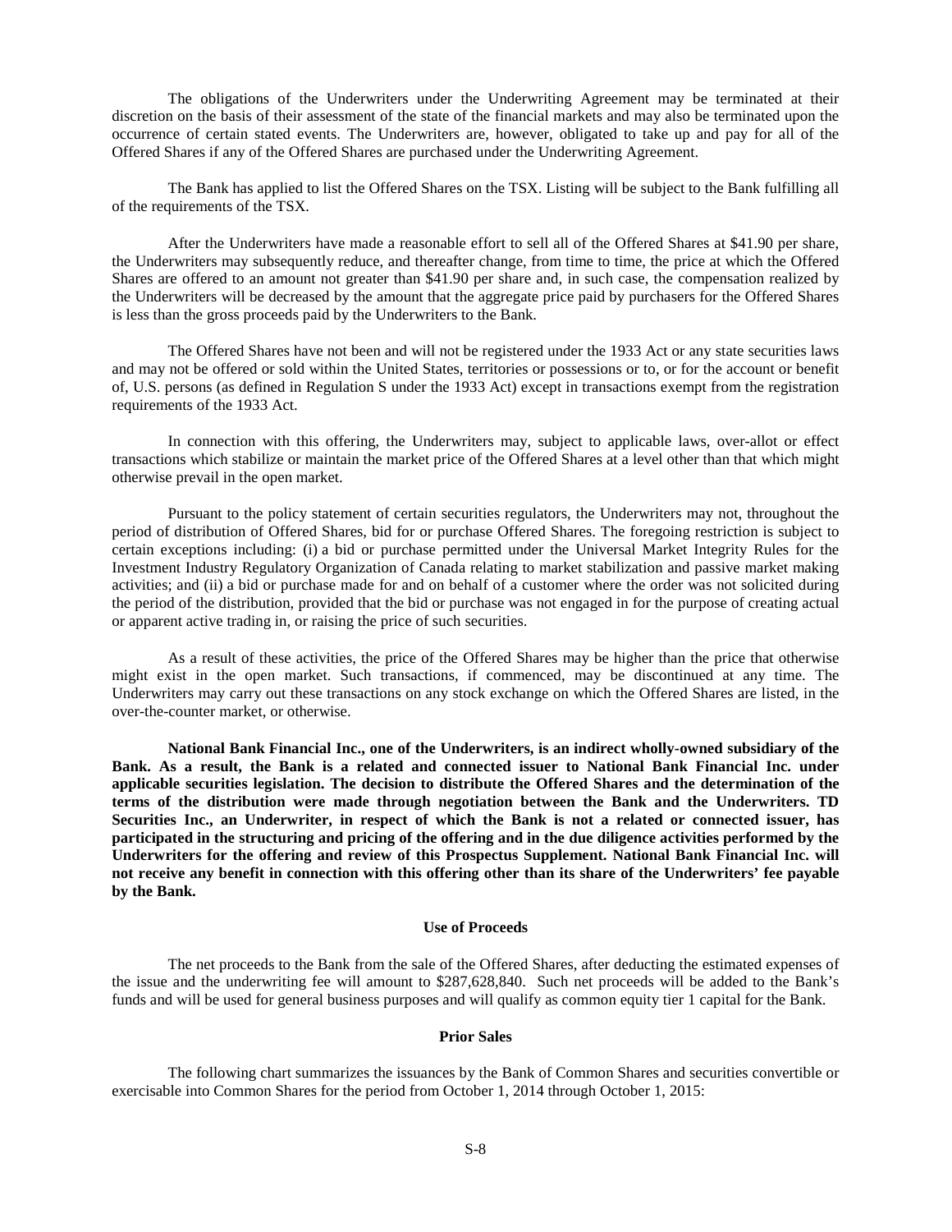The obligations of the Underwriters under the Underwriting Agreement may be terminated at their discretion on the basis of their assessment of the state of the financial markets and may also be terminated upon the occurrence of certain stated events. The Underwriters are, however, obligated to take up and pay for all of the Offered Shares if any of the Offered Shares are purchased under the Underwriting Agreement.

The Bank has applied to list the Offered Shares on the TSX. Listing will be subject to the Bank fulfilling all of the requirements of the TSX.

After the Underwriters have made a reasonable effort to sell all of the Offered Shares at $41.90 per share, the Underwriters may subsequently reduce, and thereafter change, from time to time, the price at which the Offered Shares are offered to an amount not greater than $41.90 per share and, in such case, the compensation realized by the Underwriters will be decreased by the amount that the aggregate price paid by purchasers for the Offered Shares is less than the gross proceeds paid by the Underwriters to the Bank.

The Offered Shares have not been and will not be registered under the 1933 Act or any state securities laws and may not be offered or sold within the United States, territories or possessions or to, or for the account or benefit of, U.S. persons (as defined in Regulation S under the 1933 Act) except in transactions exempt from the registration requirements of the 1933 Act.

In connection with this offering, the Underwriters may, subject to applicable laws, over-allot or effect transactions which stabilize or maintain the market price of the Offered Shares at a level other than that which might otherwise prevail in the open market.

Pursuant to the policy statement of certain securities regulators, the Underwriters may not, throughout the period of distribution of Offered Shares, bid for or purchase Offered Shares. The foregoing restriction is subject to certain exceptions including: (i) a bid or purchase permitted under the Universal Market Integrity Rules for the Investment Industry Regulatory Organization of Canada relating to market stabilization and passive market making activities; and (ii) a bid or purchase made for and on behalf of a customer where the order was not solicited during the period of the distribution, provided that the bid or purchase was not engaged in for the purpose of creating actual or apparent active trading in, or raising the price of such securities.

As a result of these activities, the price of the Offered Shares may be higher than the price that otherwise might exist in the open market. Such transactions, if commenced, may be discontinued at any time. The Underwriters may carry out these transactions on any stock exchange on which the Offered Shares are listed, in the over-the-counter market, or otherwise.

**National Bank Financial Inc., one of the Underwriters, is an indirect wholly-owned subsidiary of the Bank. As a result, the Bank is a related and connected issuer to National Bank Financial Inc. under applicable securities legislation. The decision to distribute the Offered Shares and the determination of the terms of the distribution were made through negotiation between the Bank and the Underwriters. TD Securities Inc., an Underwriter, in respect of which the Bank is not a related or connected issuer, has participated in the structuring and pricing of the offering and in the due diligence activities performed by the Underwriters for the offering and review of this Prospectus Supplement. National Bank Financial Inc. will not receive any benefit in connection with this offering other than its share of the Underwriters' fee payable by the Bank.**

## Use of Proceeds

The net proceeds to the Bank from the sale of the Offered Shares, after deducting the estimated expenses of the issue and the underwriting fee will amount to $287,628,840. Such net proceeds will be added to the Bank's funds and will be used for general business purposes and will qualify as common equity tier 1 capital for the Bank.

## Prior Sales

The following chart summarizes the issuances by the Bank of Common Shares and securities convertible or exercisable into Common Shares for the period from October 1, 2014 through October 1, 2015: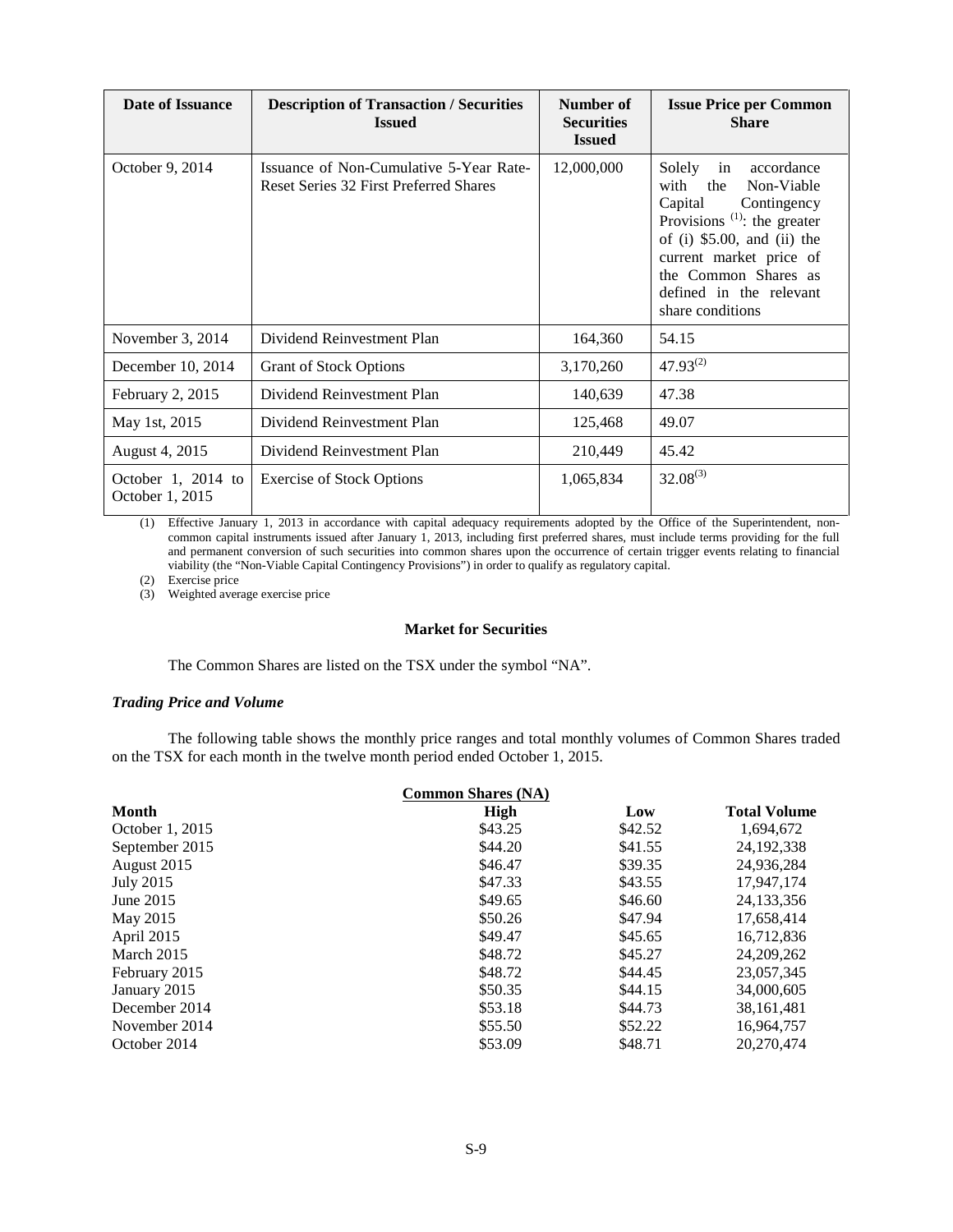| Date of Issuance | Description of Transaction / Securities Issued | Number of Securities Issued | Issue Price per Common Share |
|---|---|---|---|
| October 9, 2014 | Issuance of Non-Cumulative 5-Year Rate-Reset Series 32 First Preferred Shares | 12,000,000 | Solely in accordance with the Non-Viable Capital Contingency Provisions [(1)]: the greater of (i) \$5.00, and (ii) the current market price of the Common Shares as defined in the relevant share conditions |
| November 3, 2014 | Dividend Reinvestment Plan | 164,360 | 54.15 |
| December 10, 2014 | Grant of Stock Options | 3,170,260 | 47.93[(2)] |
| February 2, 2015 | Dividend Reinvestment Plan | 140,639 | 47.38 |
| May 1st, 2015 | Dividend Reinvestment Plan | 125,468 | 49.07 |
| August 4, 2015 | Dividend Reinvestment Plan | 210,449 | 45.42 |
| October 1, 2014 to October 1, 2015 | Exercise of Stock Options | 1,065,834 | 32.08[(3)] |

(1) Effective January 1, 2013 in accordance with capital adequacy requirements adopted by the Office of the Superintendent, non-common capital instruments issued after January 1, 2013, including first preferred shares, must include terms providing for the full and permanent conversion of such securities into common shares upon the occurrence of certain trigger events relating to financial viability (the "Non-Viable Capital Contingency Provisions") in order to qualify as regulatory capital.

(2) Exercise price

(3) Weighted average exercise price

## Market for Securities

The Common Shares are listed on the TSX under the symbol "NA".

### *Trading Price and Volume*

The following table shows the monthly price ranges and total monthly volumes of Common Shares traded on the TSX for each month in the twelve month period ended October 1, 2015.

| | Common Shares (NA) | | |
|---|---|---|---|
| **Month** | **High** | **Low** | **Total Volume** |
| October 1, 2015 | \$43.25 | \$42.52 | 1,694,672 |
| September 2015 | \$44.20 | \$41.55 | 24,192,338 |
| August 2015 | \$46.47 | \$39.35 | 24,936,284 |
| July 2015 | \$47.33 | \$43.55 | 17,947,174 |
| June 2015 | \$49.65 | \$46.60 | 24,133,356 |
| May 2015 | \$50.26 | \$47.94 | 17,658,414 |
| April 2015 | \$49.47 | \$45.65 | 16,712,836 |
| March 2015 | \$48.72 | \$45.27 | 24,209,262 |
| February 2015 | \$48.72 | \$44.45 | 23,057,345 |
| January 2015 | \$50.35 | \$44.15 | 34,000,605 |
| December 2014 | \$53.18 | \$44.73 | 38,161,481 |
| November 2014 | \$55.50 | \$52.22 | 16,964,757 |
| October 2014 | \$53.09 | \$48.71 | 20,270,474 |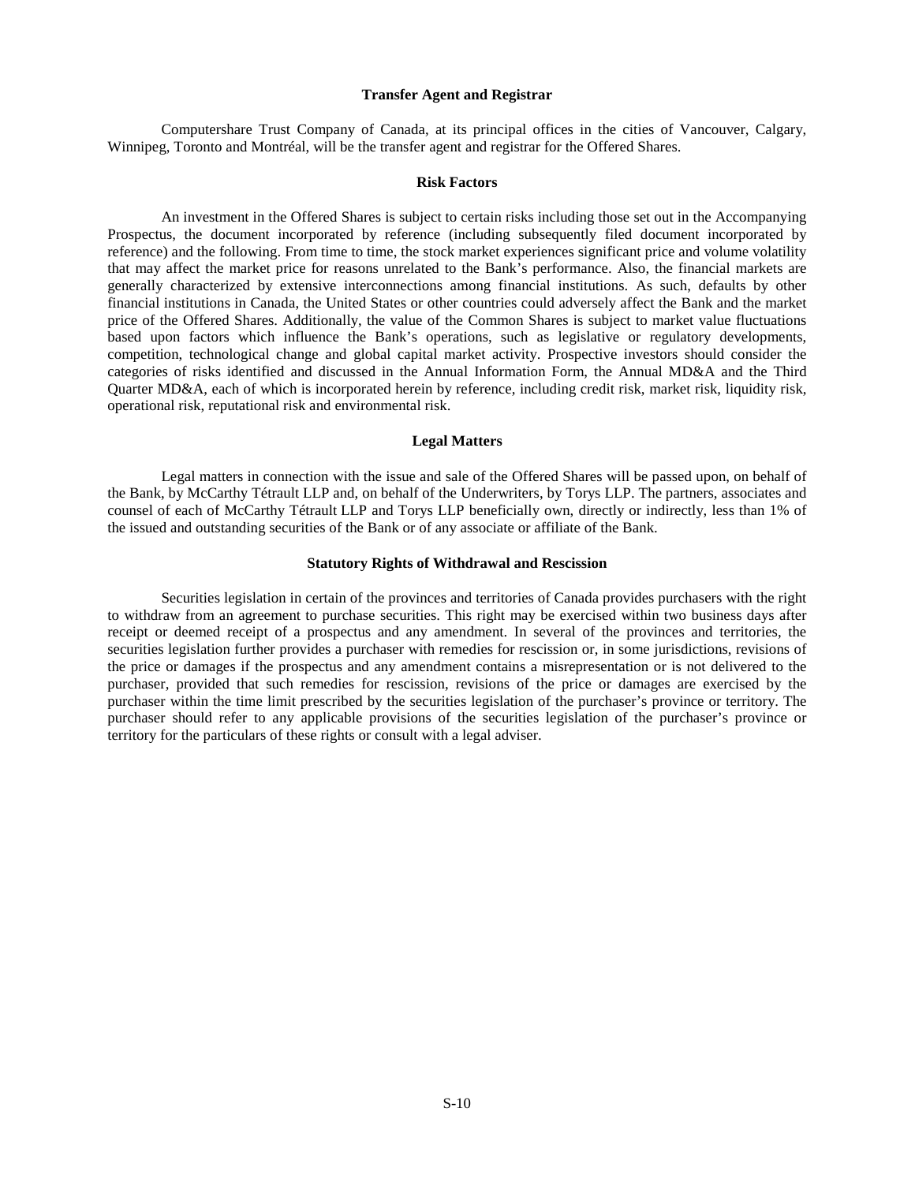## Transfer Agent and Registrar

Computershare Trust Company of Canada, at its principal offices in the cities of Vancouver, Calgary, Winnipeg, Toronto and Montréal, will be the transfer agent and registrar for the Offered Shares.

## Risk Factors

An investment in the Offered Shares is subject to certain risks including those set out in the Accompanying Prospectus, the document incorporated by reference (including subsequently filed document incorporated by reference) and the following. From time to time, the stock market experiences significant price and volume volatility that may affect the market price for reasons unrelated to the Bank's performance. Also, the financial markets are generally characterized by extensive interconnections among financial institutions. As such, defaults by other financial institutions in Canada, the United States or other countries could adversely affect the Bank and the market price of the Offered Shares. Additionally, the value of the Common Shares is subject to market value fluctuations based upon factors which influence the Bank's operations, such as legislative or regulatory developments, competition, technological change and global capital market activity. Prospective investors should consider the categories of risks identified and discussed in the Annual Information Form, the Annual MD&A and the Third Quarter MD&A, each of which is incorporated herein by reference, including credit risk, market risk, liquidity risk, operational risk, reputational risk and environmental risk.

## Legal Matters

Legal matters in connection with the issue and sale of the Offered Shares will be passed upon, on behalf of the Bank, by McCarthy Tétrault LLP and, on behalf of the Underwriters, by Torys LLP. The partners, associates and counsel of each of McCarthy Tétrault LLP and Torys LLP beneficially own, directly or indirectly, less than 1% of the issued and outstanding securities of the Bank or of any associate or affiliate of the Bank.

## Statutory Rights of Withdrawal and Rescission

Securities legislation in certain of the provinces and territories of Canada provides purchasers with the right to withdraw from an agreement to purchase securities. This right may be exercised within two business days after receipt or deemed receipt of a prospectus and any amendment. In several of the provinces and territories, the securities legislation further provides a purchaser with remedies for rescission or, in some jurisdictions, revisions of the price or damages if the prospectus and any amendment contains a misrepresentation or is not delivered to the purchaser, provided that such remedies for rescission, revisions of the price or damages are exercised by the purchaser within the time limit prescribed by the securities legislation of the purchaser's province or territory. The purchaser should refer to any applicable provisions of the securities legislation of the purchaser's province or territory for the particulars of these rights or consult with a legal adviser.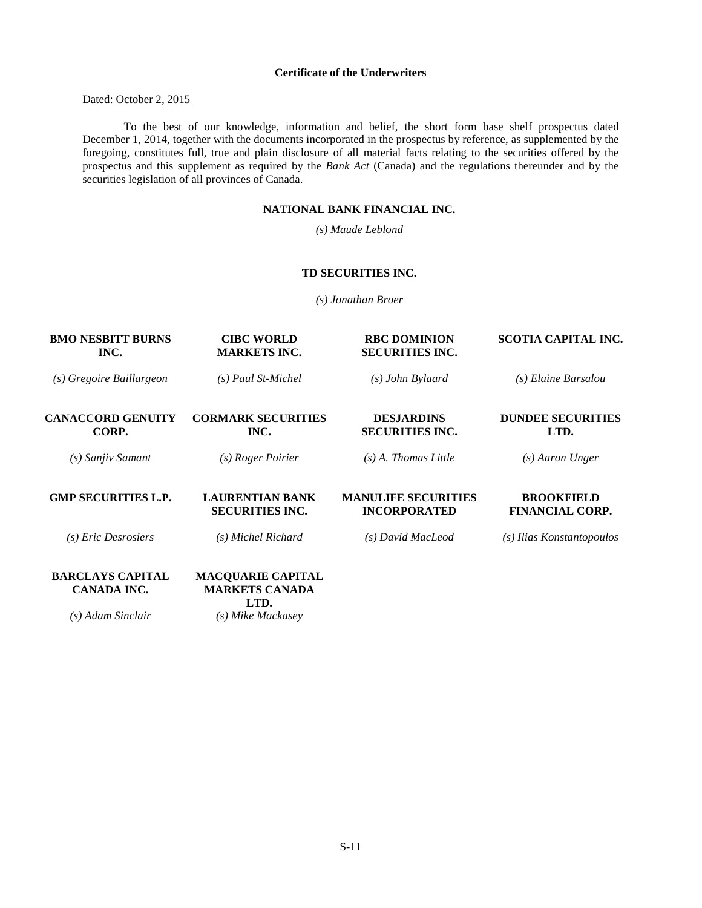**Certificate of the Underwriters**

Dated: October 2, 2015

To the best of our knowledge, information and belief, the short form base shelf prospectus dated December 1, 2014, together with the documents incorporated in the prospectus by reference, as supplemented by the foregoing, constitutes full, true and plain disclosure of all material facts relating to the securities offered by the prospectus and this supplement as required by the *Bank Act* (Canada) and the regulations thereunder and by the securities legislation of all provinces of Canada.

**NATIONAL BANK FINANCIAL INC.**

*(s) Maude Leblond*

**TD SECURITIES INC.**

*(s) Jonathan Broer*

| | | | |
|---|---|---|---|
| **BMO NESBITT BURNS INC.** | **CIBC WORLD MARKETS INC.** | **RBC DOMINION SECURITIES INC.** | **SCOTIA CAPITAL INC.** |
| *(s) Gregoire Baillargeon* | *(s) Paul St-Michel* | *(s) John Bylaard* | *(s) Elaine Barsalou* |
| **CANACCORD GENUITY CORP.** | **CORMARK SECURITIES INC.** | **DESJARDINS SECURITIES INC.** | **DUNDEE SECURITIES LTD.** |
| *(s) Sanjiv Samant* | *(s) Roger Poirier* | *(s) A. Thomas Little* | *(s) Aaron Unger* |
| **GMP SECURITIES L.P.** | **LAURENTIAN BANK SECURITIES INC.** | **MANULIFE SECURITIES INCORPORATED** | **BROOKFIELD FINANCIAL CORP.** |
| *(s) Eric Desrosiers* | *(s) Michel Richard* | *(s) David MacLeod* | *(s) Ilias Konstantopoulos* |
| **BARCLAYS CAPITAL CANADA INC.** | **MACQUARIE CAPITAL MARKETS CANADA LTD.** | | |
| *(s) Adam Sinclair* | *(s) Mike Mackasey* | | |